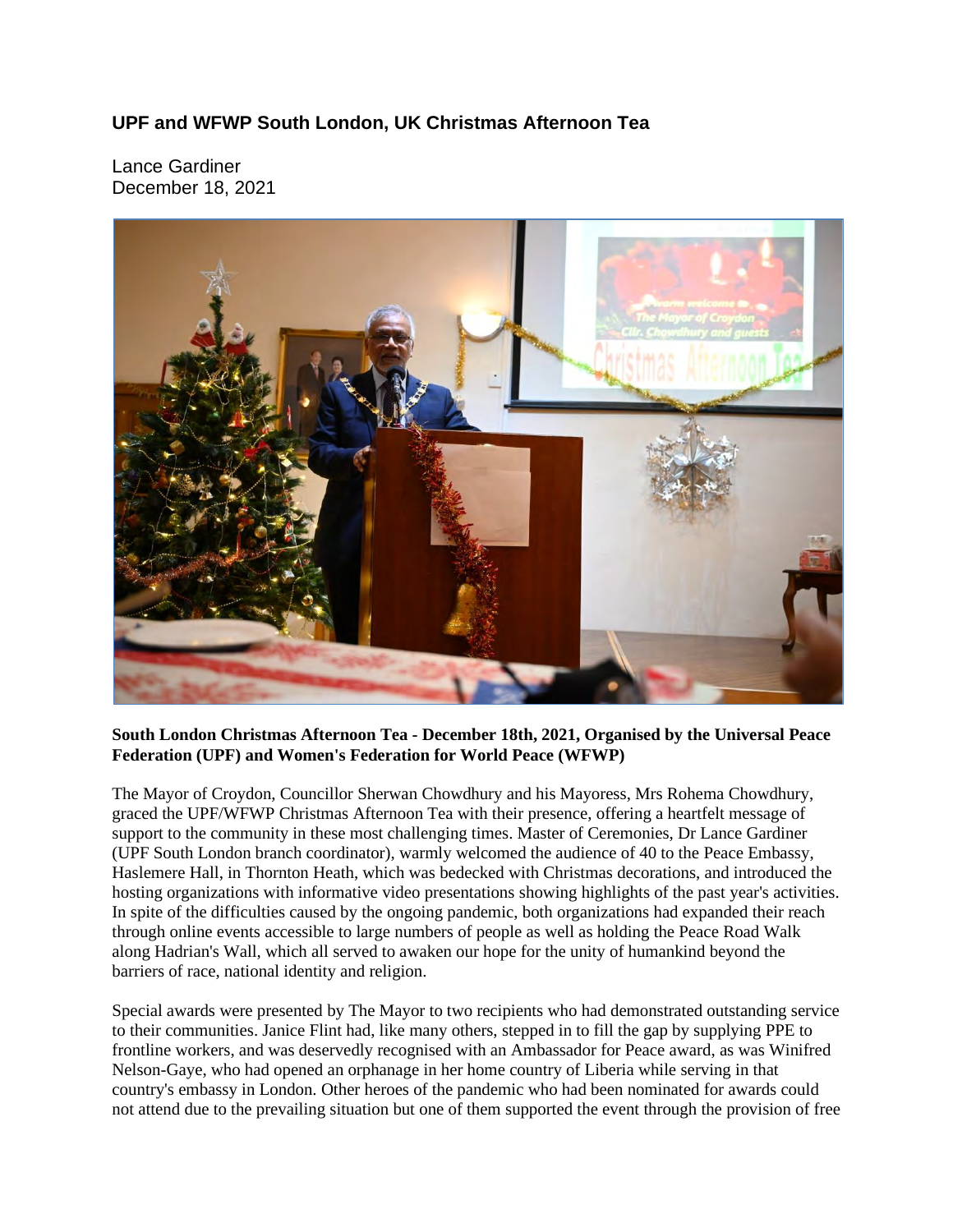# UPF and WFWP South London, UK Christmas Afternoon Tea

Lance Gardiner
December 18, 2021

**South London Christmas Afternoon Tea - December 18th, 2021, Organised by the Universal Peace Federation (UPF) and Women's Federation for World Peace (WFWP)**

The Mayor of Croydon, Councillor Sherwan Chowdhury and his Mayoress, Mrs Rohema Chowdhury, graced the UPF/WFWP Christmas Afternoon Tea with their presence, offering a heartfelt message of support to the community in these most challenging times. Master of Ceremonies, Dr Lance Gardiner (UPF South London branch coordinator), warmly welcomed the audience of 40 to the Peace Embassy, Haslemere Hall, in Thornton Heath, which was bedecked with Christmas decorations, and introduced the hosting organizations with informative video presentations showing highlights of the past year's activities. In spite of the difficulties caused by the ongoing pandemic, both organizations had expanded their reach through online events accessible to large numbers of people as well as holding the Peace Road Walk along Hadrian's Wall, which all served to awaken our hope for the unity of humankind beyond the barriers of race, national identity and religion.

Special awards were presented by The Mayor to two recipients who had demonstrated outstanding service to their communities. Janice Flint had, like many others, stepped in to fill the gap by supplying PPE to frontline workers, and was deservedly recognised with an Ambassador for Peace award, as was Winifred Nelson-Gaye, who had opened an orphanage in her home country of Liberia while serving in that country's embassy in London. Other heroes of the pandemic who had been nominated for awards could not attend due to the prevailing situation but one of them supported the event through the provision of free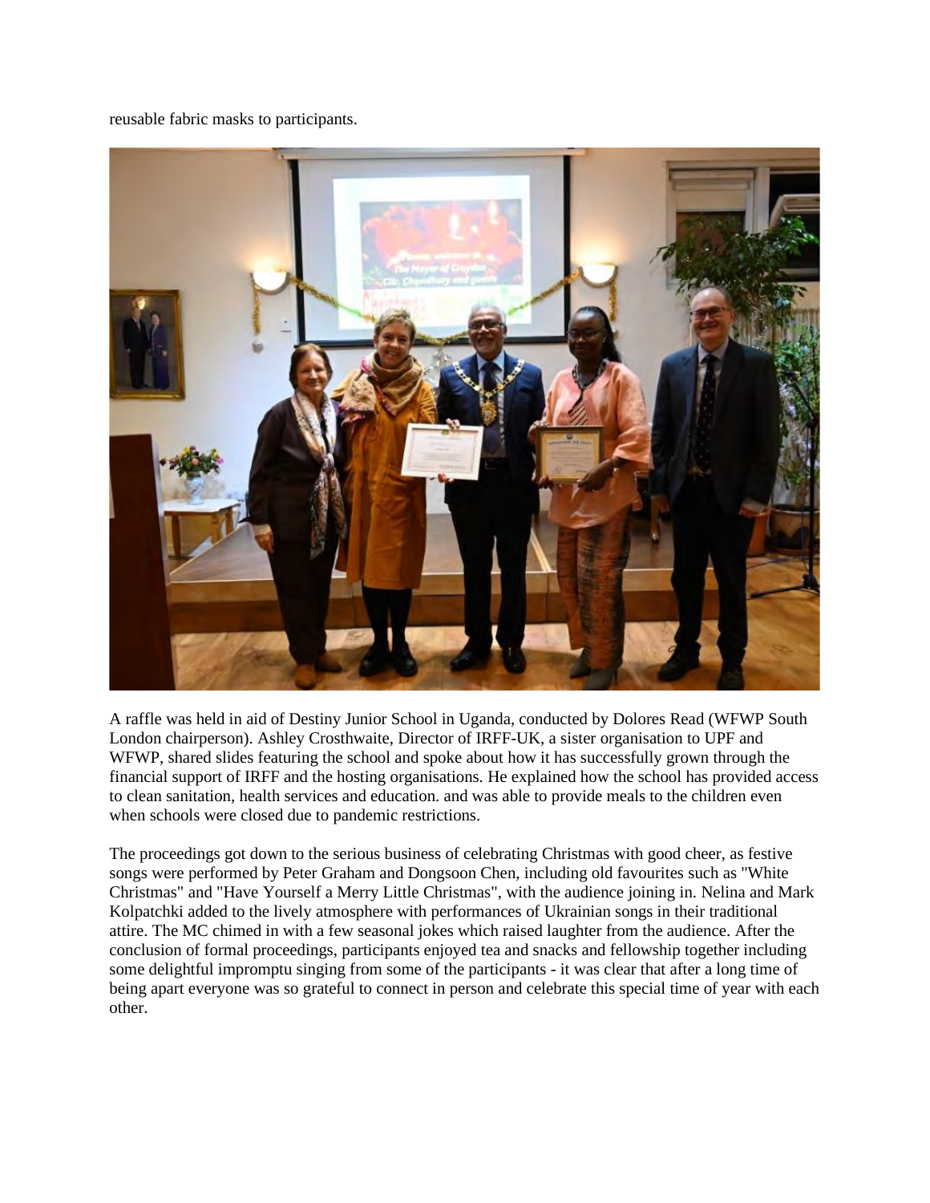reusable fabric masks to participants.

A raffle was held in aid of Destiny Junior School in Uganda, conducted by Dolores Read (WFWP South London chairperson). Ashley Crosthwaite, Director of IRFF-UK, a sister organisation to UPF and WFWP, shared slides featuring the school and spoke about how it has successfully grown through the financial support of IRFF and the hosting organisations. He explained how the school has provided access to clean sanitation, health services and education. and was able to provide meals to the children even when schools were closed due to pandemic restrictions.

The proceedings got down to the serious business of celebrating Christmas with good cheer, as festive songs were performed by Peter Graham and Dongsoon Chen, including old favourites such as "White Christmas" and "Have Yourself a Merry Little Christmas", with the audience joining in. Nelina and Mark Kolpatchki added to the lively atmosphere with performances of Ukrainian songs in their traditional attire. The MC chimed in with a few seasonal jokes which raised laughter from the audience. After the conclusion of formal proceedings, participants enjoyed tea and snacks and fellowship together including some delightful impromptu singing from some of the participants - it was clear that after a long time of being apart everyone was so grateful to connect in person and celebrate this special time of year with each other.